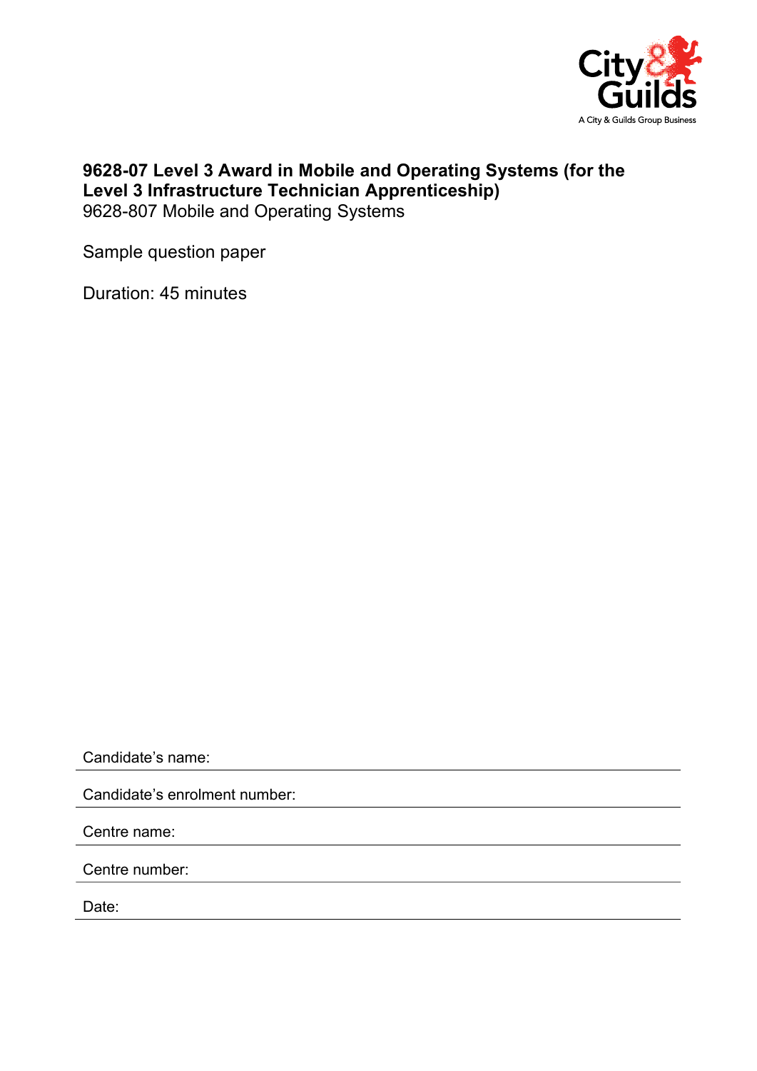# 9628-07 Level 3 Award in Mobile and Operating Systems (for the Level 3 Infrastructure Technician Apprenticeship)

9628-807 Mobile and Operating Systems

Sample question paper

Duration: 45 minutes

Candidate's name:

Candidate's enrolment number:

Centre name:

Centre number:

Date: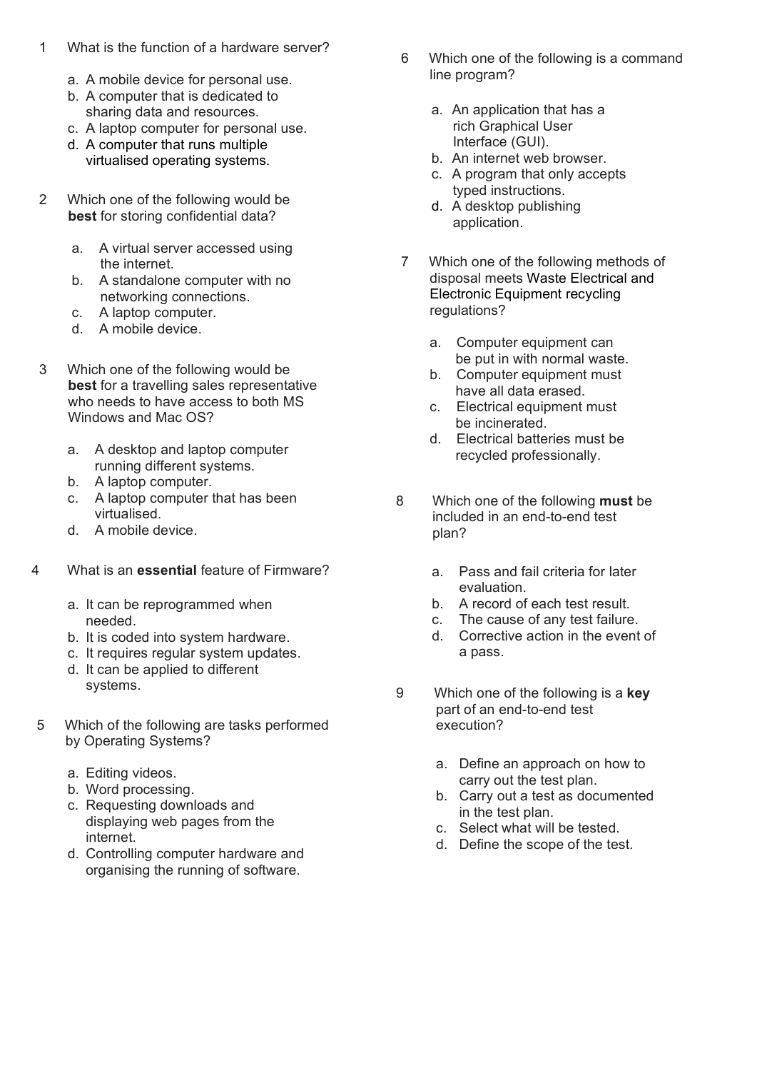1 What is the function of a hardware server?

a. A mobile device for personal use.
b. A computer that is dedicated to sharing data and resources.
c. A laptop computer for personal use.
d. A computer that runs multiple virtualised operating systems.

2 Which one of the following would be **best** for storing confidential data?

a. A virtual server accessed using the internet.
b. A standalone computer with no networking connections.
c. A laptop computer.
d. A mobile device.

3 Which one of the following would be **best** for a travelling sales representative who needs to have access to both MS Windows and Mac OS?

a. A desktop and laptop computer running different systems.
b. A laptop computer.
c. A laptop computer that has been virtualised.
d. A mobile device.

4 What is an **essential** feature of Firmware?

a. It can be reprogrammed when needed.
b. It is coded into system hardware.
c. It requires regular system updates.
d. It can be applied to different systems.

5 Which of the following are tasks performed by Operating Systems?

a. Editing videos.
b. Word processing.
c. Requesting downloads and displaying web pages from the internet.
d. Controlling computer hardware and organising the running of software.

6 Which one of the following is a command line program?

a. An application that has a rich Graphical User Interface (GUI).
b. An internet web browser.
c. A program that only accepts typed instructions.
d. A desktop publishing application.

7 Which one of the following methods of disposal meets Waste Electrical and Electronic Equipment recycling regulations?

a. Computer equipment can be put in with normal waste.
b. Computer equipment must have all data erased.
c. Electrical equipment must be incinerated.
d. Electrical batteries must be recycled professionally.

8 Which one of the following **must** be included in an end-to-end test plan?

a. Pass and fail criteria for later evaluation.
b. A record of each test result.
c. The cause of any test failure.
d. Corrective action in the event of a pass.

9 Which one of the following is a **key** part of an end-to-end test execution?

a. Define an approach on how to carry out the test plan.
b. Carry out a test as documented in the test plan.
c. Select what will be tested.
d. Define the scope of the test.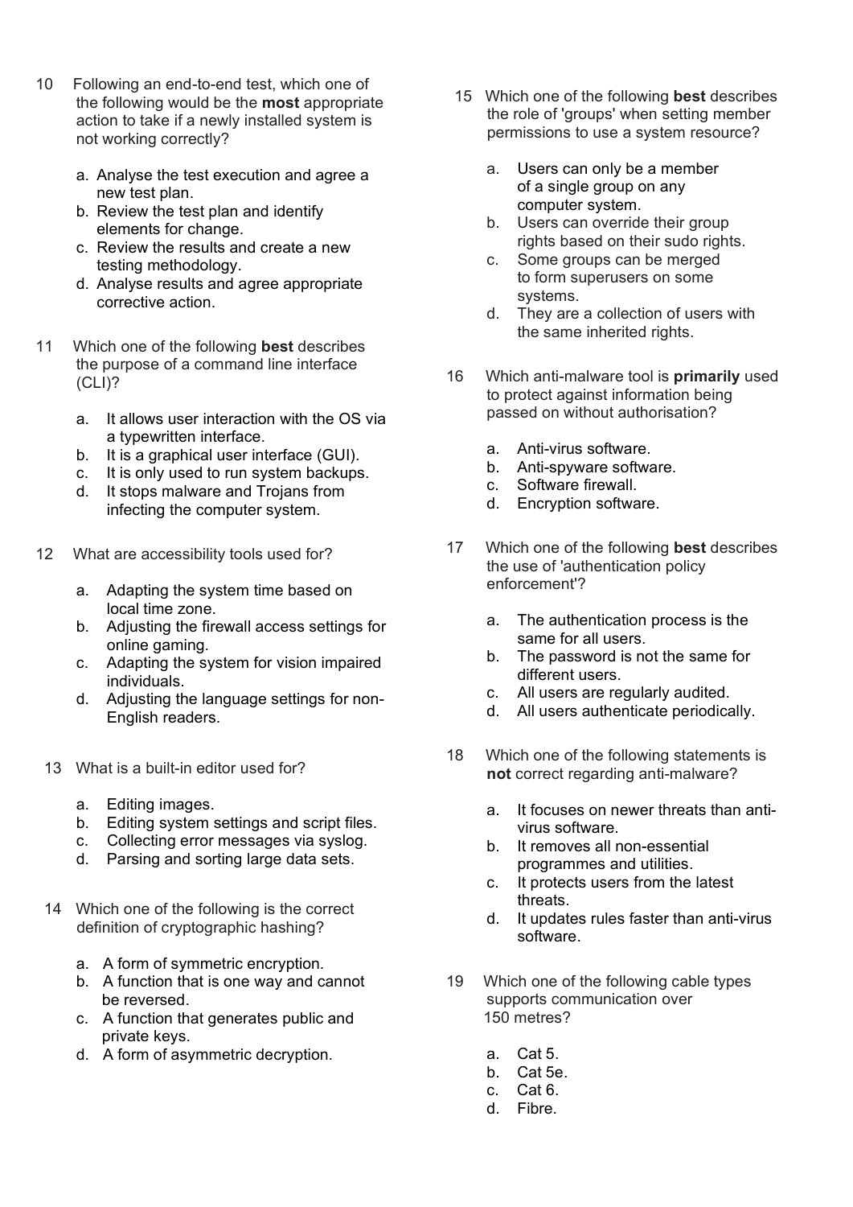10 Following an end-to-end test, which one of the following would be the **most** appropriate action to take if a newly installed system is not working correctly?

   a. Analyse the test execution and agree a new test plan.
   b. Review the test plan and identify elements for change.
   c. Review the results and create a new testing methodology.
   d. Analyse results and agree appropriate corrective action.

11 Which one of the following **best** describes the purpose of a command line interface (CLI)?

   a. It allows user interaction with the OS via a typewritten interface.
   b. It is a graphical user interface (GUI).
   c. It is only used to run system backups.
   d. It stops malware and Trojans from infecting the computer system.

12 What are accessibility tools used for?

   a. Adapting the system time based on local time zone.
   b. Adjusting the firewall access settings for online gaming.
   c. Adapting the system for vision impaired individuals.
   d. Adjusting the language settings for non-English readers.

13 What is a built-in editor used for?

   a. Editing images.
   b. Editing system settings and script files.
   c. Collecting error messages via syslog.
   d. Parsing and sorting large data sets.

14 Which one of the following is the correct definition of cryptographic hashing?

   a. A form of symmetric encryption.
   b. A function that is one way and cannot be reversed.
   c. A function that generates public and private keys.
   d. A form of asymmetric decryption.

15 Which one of the following **best** describes the role of 'groups' when setting member permissions to use a system resource?

   a. Users can only be a member of a single group on any computer system.
   b. Users can override their group rights based on their sudo rights.
   c. Some groups can be merged to form superusers on some systems.
   d. They are a collection of users with the same inherited rights.

16 Which anti-malware tool is **primarily** used to protect against information being passed on without authorisation?

   a. Anti-virus software.
   b. Anti-spyware software.
   c. Software firewall.
   d. Encryption software.

17 Which one of the following **best** describes the use of 'authentication policy enforcement'?

   a. The authentication process is the same for all users.
   b. The password is not the same for different users.
   c. All users are regularly audited.
   d. All users authenticate periodically.

18 Which one of the following statements is **not** correct regarding anti-malware?

   a. It focuses on newer threats than anti-virus software.
   b. It removes all non-essential programmes and utilities.
   c. It protects users from the latest threats.
   d. It updates rules faster than anti-virus software.

19 Which one of the following cable types supports communication over 150 metres?

   a. Cat 5.
   b. Cat 5e.
   c. Cat 6.
   d. Fibre.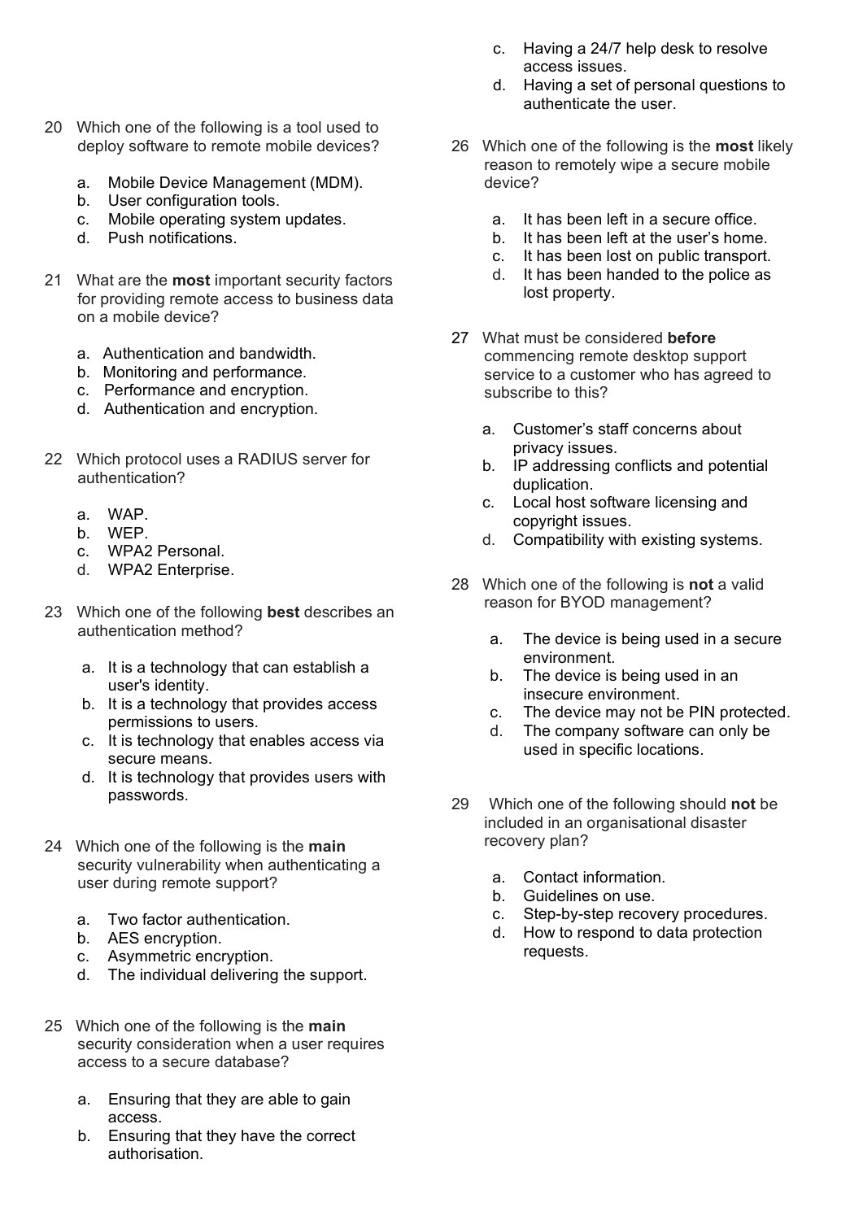20 Which one of the following is a tool used to deploy software to remote mobile devices?

a. Mobile Device Management (MDM).
b. User configuration tools.
c. Mobile operating system updates.
d. Push notifications.

21 What are the **most** important security factors for providing remote access to business data on a mobile device?

a. Authentication and bandwidth.
b. Monitoring and performance.
c. Performance and encryption.
d. Authentication and encryption.

22 Which protocol uses a RADIUS server for authentication?

a. WAP.
b. WEP.
c. WPA2 Personal.
d. WPA2 Enterprise.

23 Which one of the following **best** describes an authentication method?

a. It is a technology that can establish a user's identity.
b. It is a technology that provides access permissions to users.
c. It is technology that enables access via secure means.
d. It is technology that provides users with passwords.

24 Which one of the following is the **main** security vulnerability when authenticating a user during remote support?

a. Two factor authentication.
b. AES encryption.
c. Asymmetric encryption.
d. The individual delivering the support.

25 Which one of the following is the **main** security consideration when a user requires access to a secure database?

a. Ensuring that they are able to gain access.
b. Ensuring that they have the correct authorisation.
c. Having a 24/7 help desk to resolve access issues.
d. Having a set of personal questions to authenticate the user.

26 Which one of the following is the **most** likely reason to remotely wipe a secure mobile device?

a. It has been left in a secure office.
b. It has been left at the user's home.
c. It has been lost on public transport.
d. It has been handed to the police as lost property.

27 What must be considered **before** commencing remote desktop support service to a customer who has agreed to subscribe to this?

a. Customer's staff concerns about privacy issues.
b. IP addressing conflicts and potential duplication.
c. Local host software licensing and copyright issues.
d. Compatibility with existing systems.

28 Which one of the following is **not** a valid reason for BYOD management?

a. The device is being used in a secure environment.
b. The device is being used in an insecure environment.
c. The device may not be PIN protected.
d. The company software can only be used in specific locations.

29 Which one of the following should **not** be included in an organisational disaster recovery plan?

a. Contact information.
b. Guidelines on use.
c. Step-by-step recovery procedures.
d. How to respond to data protection requests.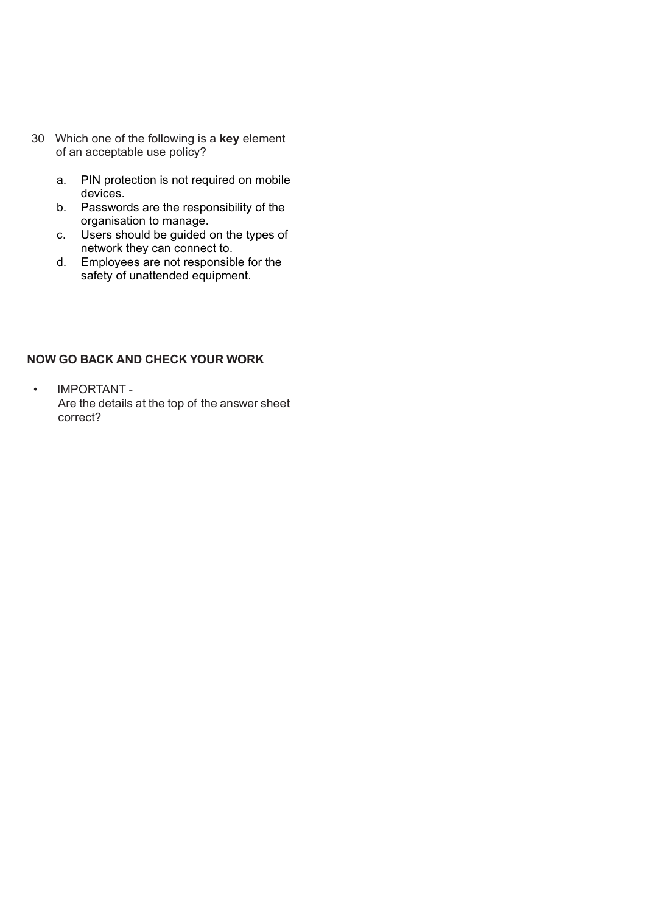30 Which one of the following is a **key** element of an acceptable use policy?

  a. PIN protection is not required on mobile devices.
  b. Passwords are the responsibility of the organisation to manage.
  c. Users should be guided on the types of network they can connect to.
  d. Employees are not responsible for the safety of unattended equipment.

**NOW GO BACK AND CHECK YOUR WORK**

- IMPORTANT - Are the details at the top of the answer sheet correct?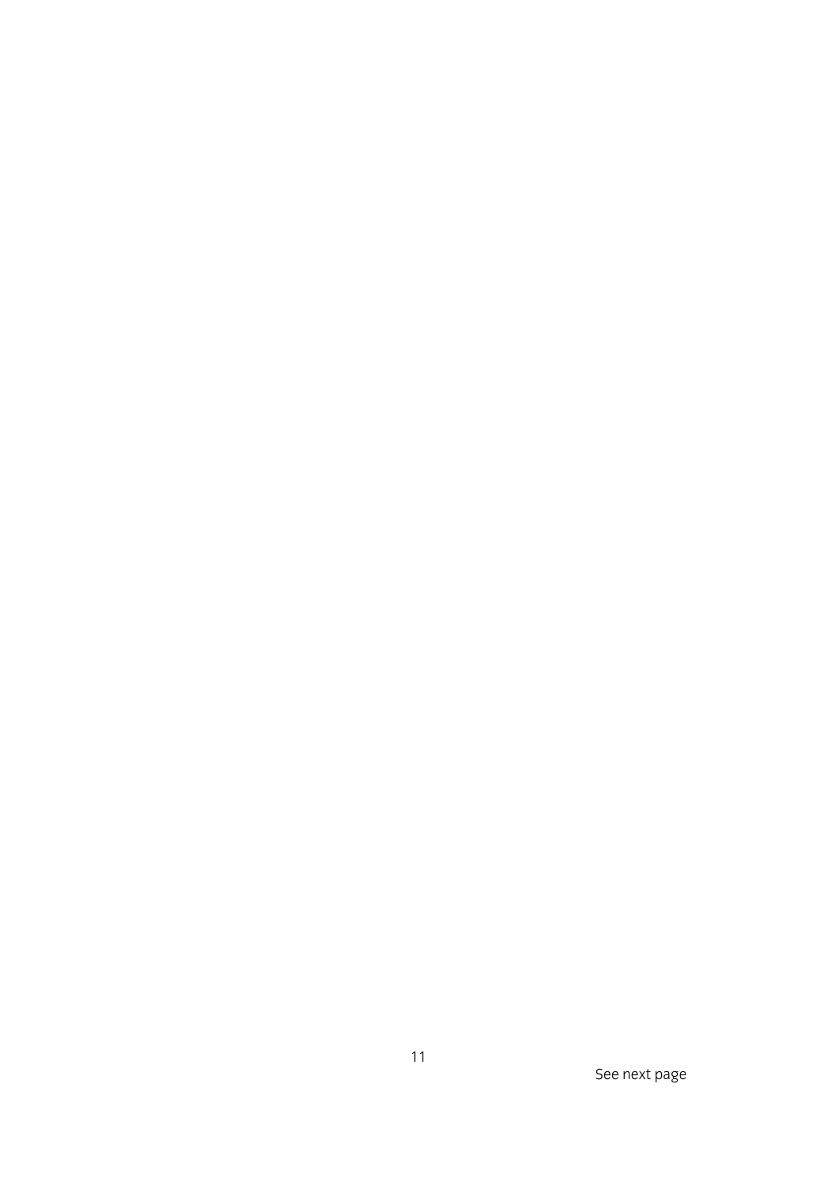See next page